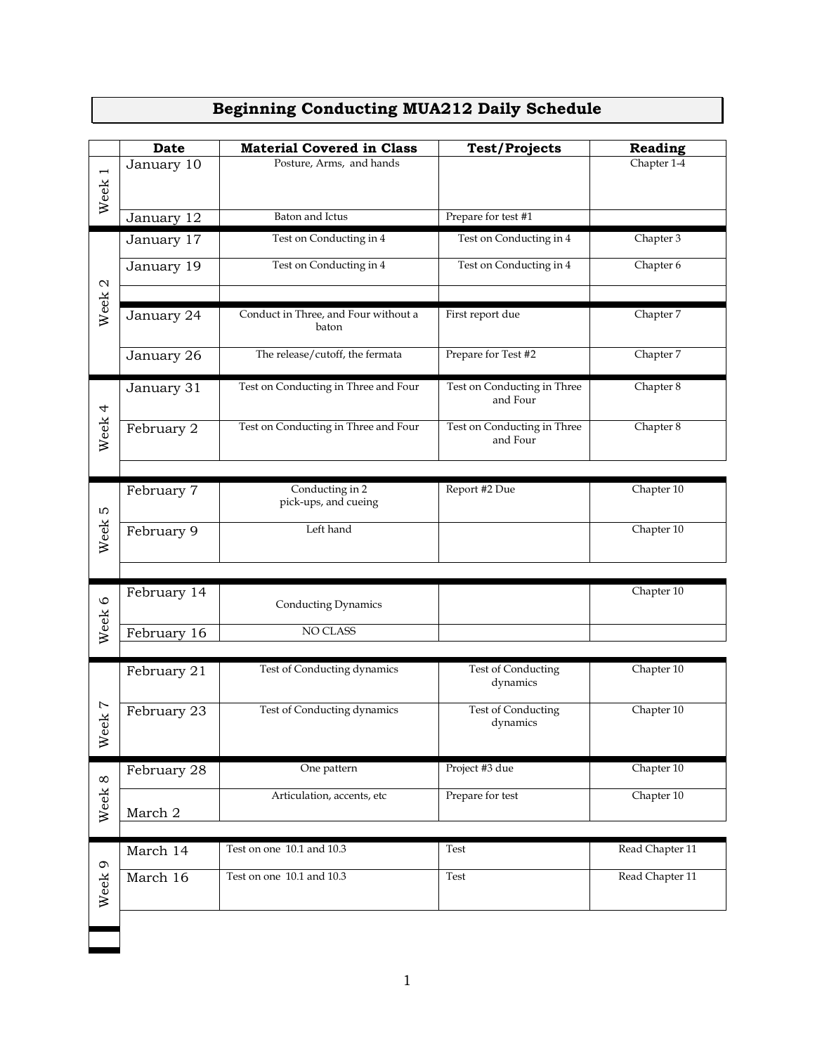# Beginning Conducting MUA212 Daily Schedule

| | Date | Material Covered in Class | Test/Projects | Reading |
|---|---|---|---|---|
| Week 1 | January 10 | Posture, Arms, and hands | | Chapter 1-4 |
| | January 12 | Baton and Ictus | Prepare for test #1 | |
| Week 2 | January 17 | Test on Conducting in 4 | Test on Conducting in 4 | Chapter 3 |
| | January 19 | Test on Conducting in 4 | Test on Conducting in 4 | Chapter 6 |
| | | | | |
| | January 24 | Conduct in Three, and Four without a baton | First report due | Chapter 7 |
| | January 26 | The release/cutoff, the fermata | Prepare for Test #2 | Chapter 7 |
| Week 4 | January 31 | Test on Conducting in Three and Four | Test on Conducting in Three and Four | Chapter 8 |
| | February 2 | Test on Conducting in Three and Four | Test on Conducting in Three and Four | Chapter 8 |
| Week 5 | February 7 | Conducting in 2 pick-ups, and cueing | Report #2 Due | Chapter 10 |
| | February 9 | Left hand | | Chapter 10 |
| Week 6 | February 14 | Conducting Dynamics | | Chapter 10 |
| | February 16 | NO CLASS | | |
| Week 7 | February 21 | Test of Conducting dynamics | Test of Conducting dynamics | Chapter 10 |
| | February 23 | Test of Conducting dynamics | Test of Conducting dynamics | Chapter 10 |
| Week 8 | February 28 | One pattern | Project #3 due | Chapter 10 |
| | March 2 | Articulation, accents, etc | Prepare for test | Chapter 10 |
| Week 9 | March 14 | Test on one 10.1 and 10.3 | Test | Read Chapter 11 |
| | March 16 | Test on one 10.1 and 10.3 | Test | Read Chapter 11 |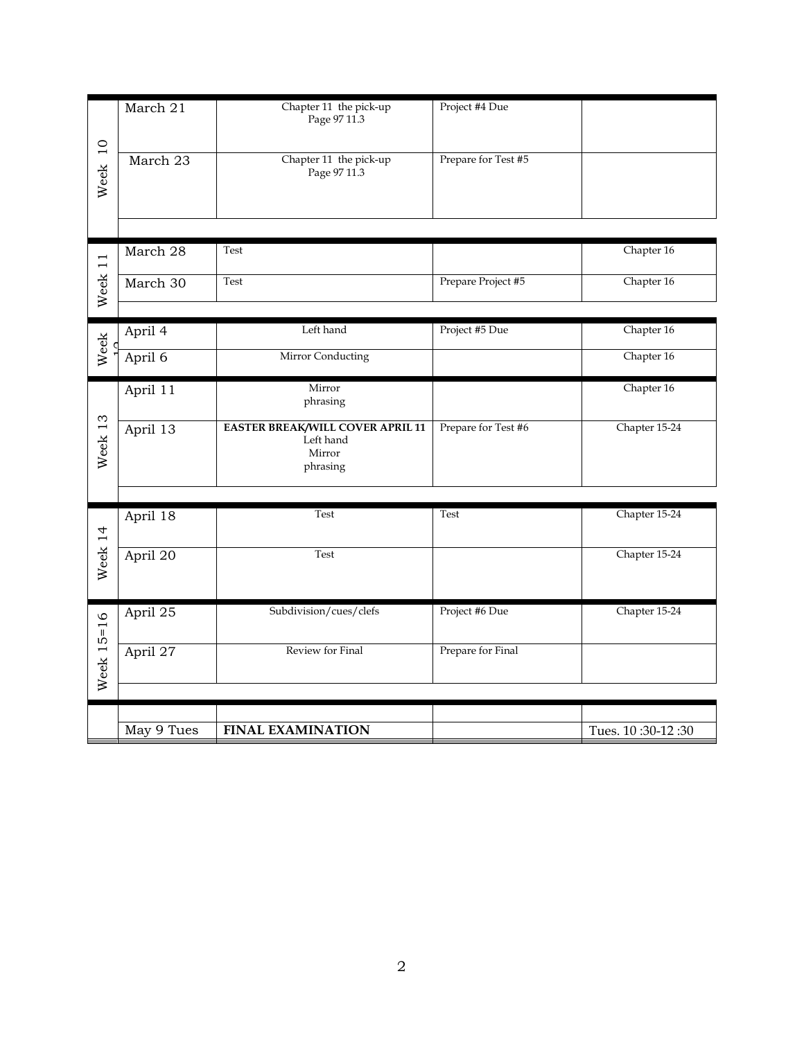| | | | | |
|---|---|---|---|---|
| Week 10 | March 21 | Chapter 11 the pick-up<br>Page 97 11.3 | Project #4 Due | |
| | March 23 | Chapter 11 the pick-up<br>Page 97 11.3 | Prepare for Test #5 | |
| Week 11 | March 28 | Test | | Chapter 16 |
| | March 30 | Test | Prepare Project #5 | Chapter 16 |
| Week 12 | April 4 | Left hand | Project #5 Due | Chapter 16 |
| | April 6 | Mirror Conducting | | Chapter 16 |
| Week 13 | April 11 | Mirror<br>phrasing | | Chapter 16 |
| | April 13 | **EASTER BREAK/WILL COVER APRIL 11**<br>Left hand<br>Mirror<br>phrasing | Prepare for Test #6 | Chapter 15-24 |
| Week 14 | April 18 | Test | Test | Chapter 15-24 |
| | April 20 | Test | | Chapter 15-24 |
| Week 15=16 | April 25 | Subdivision/cues/clefs | Project #6 Due | Chapter 15-24 |
| | April 27 | Review for Final | Prepare for Final | |
| | May 9 Tues | **FINAL EXAMINATION** | | Tues. 10 :30-12 :30 |